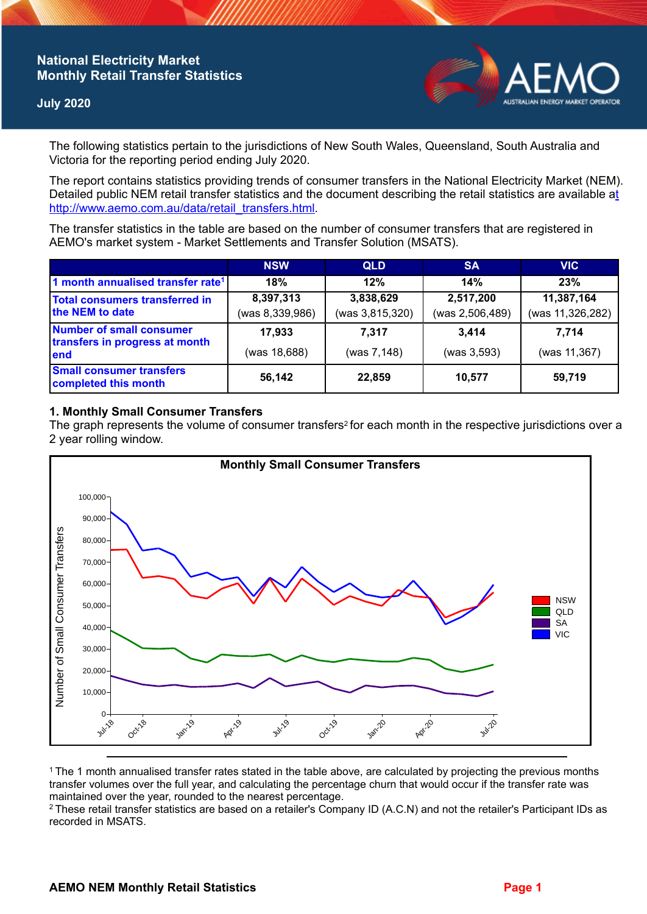# National Electricity Market Monthly Retail Transfer Statistics

**July 2020**

The following statistics pertain to the jurisdictions of New South Wales, Queensland, South Australia and Victoria for the reporting period ending July 2020.

The report contains statistics providing trends of consumer transfers in the National Electricity Market (NEM). Detailed public NEM retail transfer statistics and the document describing the retail statistics are available at http://www.aemo.com.au/data/retail_transfers.html.

The transfer statistics in the table are based on the number of consumer transfers that are registered in AEMO's market system - Market Settlements and Transfer Solution (MSATS).

| | NSW | QLD | SA | VIC |
|---|---|---|---|---|
| 1 month annualised transfer rate[1] | 18% | 12% | 14% | 23% |
| Total consumers transferred in the NEM to date | 8,397,313 (was 8,339,986) | 3,838,629 (was 3,815,320) | 2,517,200 (was 2,506,489) | 11,387,164 (was 11,326,282) |
| Number of small consumer transfers in progress at month end | 17,933 (was 18,688) | 7,317 (was 7,148) | 3,414 (was 3,593) | 7,714 (was 11,367) |
| Small consumer transfers completed this month | 56,142 | 22,859 | 10,577 | 59,719 |

## 1. Monthly Small Consumer Transfers

The graph represents the volume of consumer transfers[2] for each month in the respective jurisdictions over a 2 year rolling window.

[1] The 1 month annualised transfer rates stated in the table above, are calculated by projecting the previous months transfer volumes over the full year, and calculating the percentage churn that would occur if the transfer rate was maintained over the year, rounded to the nearest percentage.

[2] These retail transfer statistics are based on a retailer's Company ID (A.C.N) and not the retailer's Participant IDs as recorded in MSATS.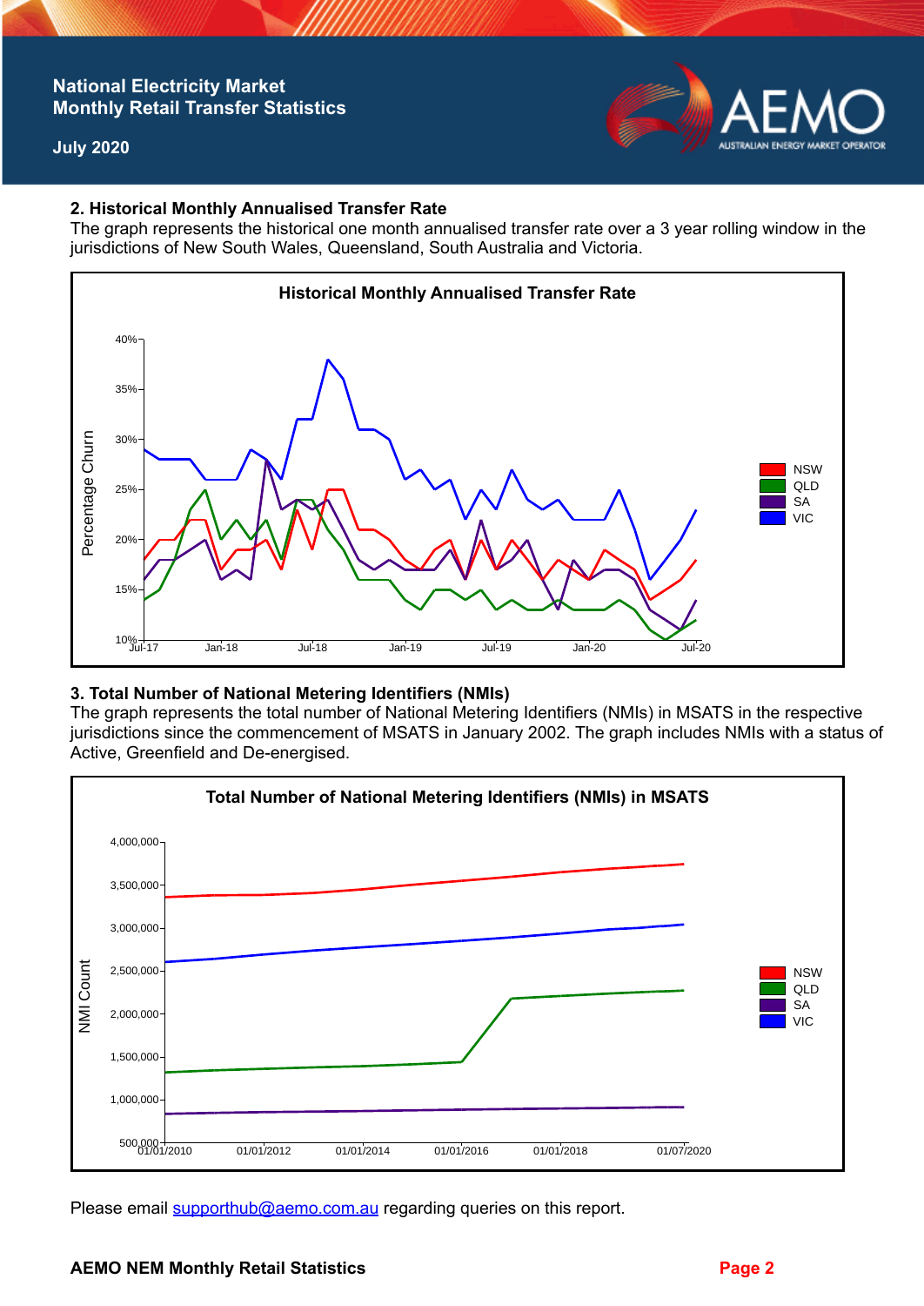## 2. Historical Monthly Annualised Transfer Rate

The graph represents the historical one month annualised transfer rate over a 3 year rolling window in the jurisdictions of New South Wales, Queensland, South Australia and Victoria.

Historical Monthly Annualised Transfer Rate

Percentage Churn

40%
35%
30%
25%
20%
15%
10%

Jul-17
Jan-18
Jul-18
Jan-19
Jul-19
Jan-20
Jul-20

NSW
QLD
SA
VIC

## 3. Total Number of National Metering Identifiers (NMIs)

The graph represents the total number of National Metering Identifiers (NMIs) in MSATS in the respective jurisdictions since the commencement of MSATS in January 2002. The graph includes NMIs with a status of Active, Greenfield and De-energised.

Total Number of National Metering Identifiers (NMIs) in MSATS

NMI Count

4,000,000
3,500,000
3,000,000
2,500,000
2,000,000
1,500,000
1,000,000
500,000

01/01/2010
01/01/2012
01/01/2014
01/01/2016
01/01/2018
01/07/2020

NSW
QLD
SA
VIC

Please email [supporthub@aemo.com.au](mailto:supporthub@aemo.com.au) regarding queries on this report.